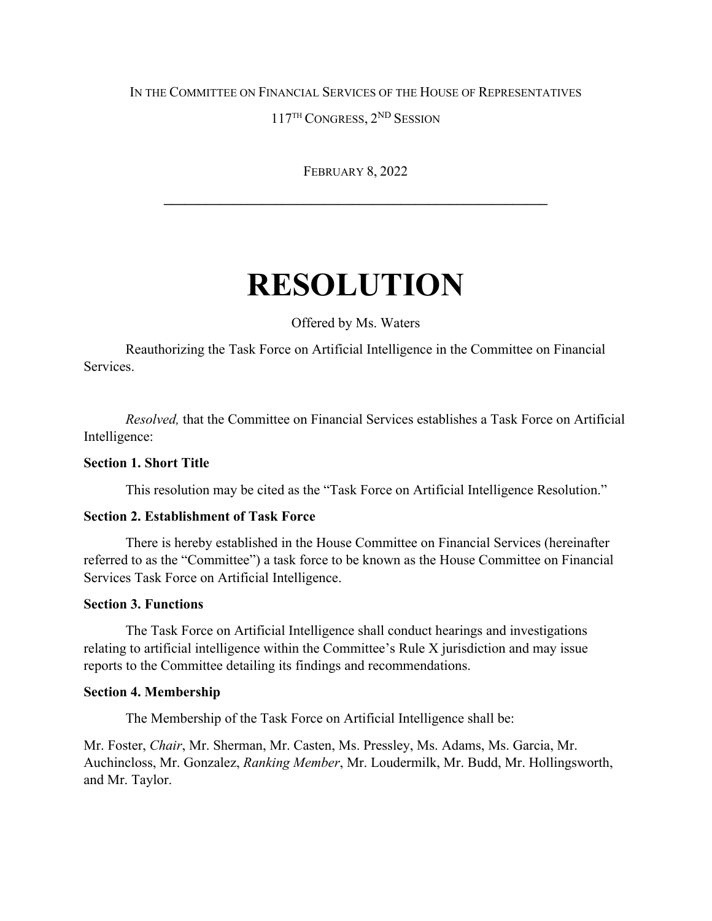IN THE COMMITTEE ON FINANCIAL SERVICES OF THE HOUSE OF REPRESENTATIVES

117TH CONGRESS, 2ND SESSION

FEBRUARY 8, 2022

---

# RESOLUTION

Offered by Ms. Waters

Reauthorizing the Task Force on Artificial Intelligence in the Committee on Financial Services.

*Resolved,* that the Committee on Financial Services establishes a Task Force on Artificial Intelligence:

**Section 1. Short Title**

This resolution may be cited as the "Task Force on Artificial Intelligence Resolution."

**Section 2. Establishment of Task Force**

There is hereby established in the House Committee on Financial Services (hereinafter referred to as the "Committee") a task force to be known as the House Committee on Financial Services Task Force on Artificial Intelligence.

**Section 3. Functions**

The Task Force on Artificial Intelligence shall conduct hearings and investigations relating to artificial intelligence within the Committee's Rule X jurisdiction and may issue reports to the Committee detailing its findings and recommendations.

**Section 4. Membership**

The Membership of the Task Force on Artificial Intelligence shall be:

Mr. Foster, *Chair*, Mr. Sherman, Mr. Casten, Ms. Pressley, Ms. Adams, Ms. Garcia, Mr. Auchincloss, Mr. Gonzalez, *Ranking Member*, Mr. Loudermilk, Mr. Budd, Mr. Hollingsworth, and Mr. Taylor.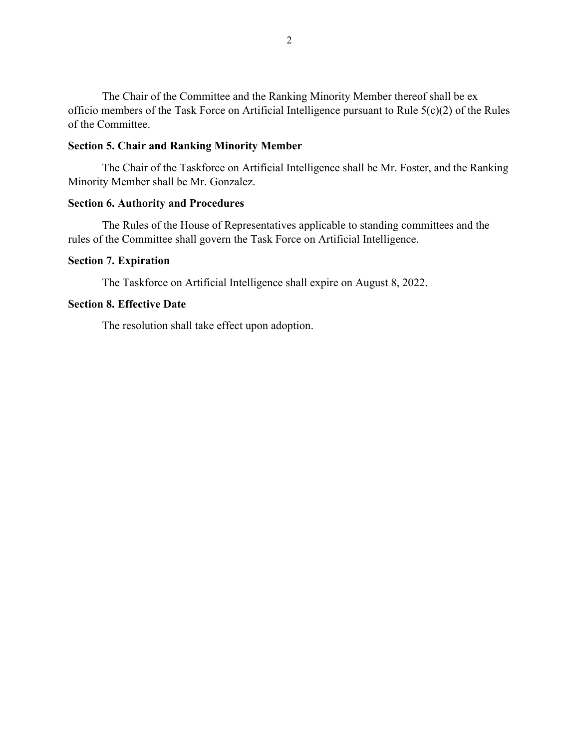The Chair of the Committee and the Ranking Minority Member thereof shall be ex officio members of the Task Force on Artificial Intelligence pursuant to Rule 5(c)(2) of the Rules of the Committee.

**Section 5. Chair and Ranking Minority Member**

The Chair of the Taskforce on Artificial Intelligence shall be Mr. Foster, and the Ranking Minority Member shall be Mr. Gonzalez.

**Section 6. Authority and Procedures**

The Rules of the House of Representatives applicable to standing committees and the rules of the Committee shall govern the Task Force on Artificial Intelligence.

**Section 7. Expiration**

The Taskforce on Artificial Intelligence shall expire on August 8, 2022.

**Section 8. Effective Date**

The resolution shall take effect upon adoption.